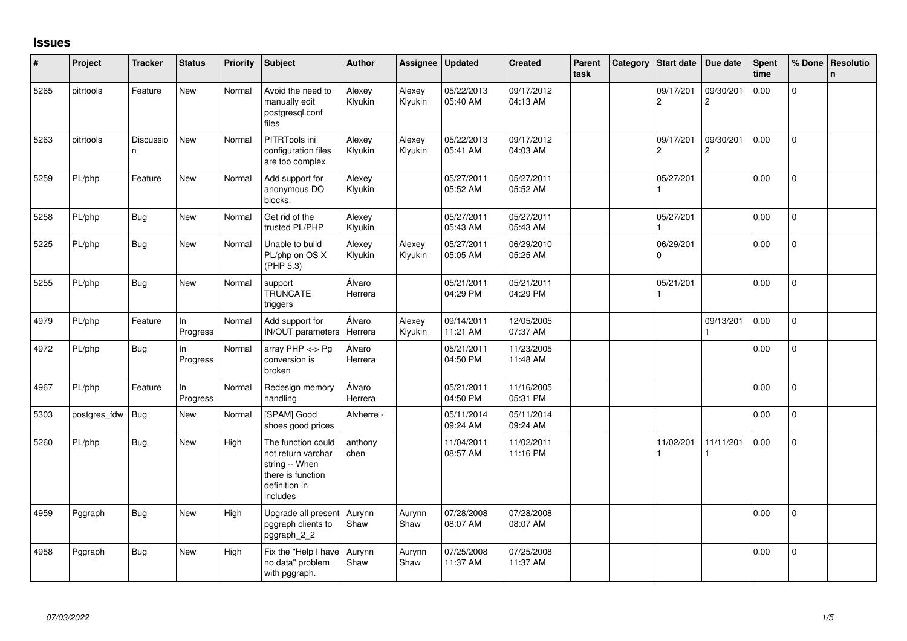# Issues

| # | Project | Tracker | Status | Priority | Subject | Author | Assignee | Updated | Created | Parent task | Category | Start date | Due date | Spent time | % Done | Resolution |
|---|---|---|---|---|---|---|---|---|---|---|---|---|---|---|---|---|
| 5265 | pitrtools | Feature | New | Normal | Avoid the need to manually edit postgresql.conf files | Alexey Klyukin | Alexey Klyukin | 05/22/2013 05:40 AM | 09/17/2012 04:13 AM | | | 09/17/2012 | 09/30/2012 | 0.00 | 0 | |
| 5263 | pitrtools | Discussion | New | Normal | PITRTools ini configuration files are too complex | Alexey Klyukin | Alexey Klyukin | 05/22/2013 05:41 AM | 09/17/2012 04:03 AM | | | 09/17/2012 | 09/30/2012 | 0.00 | 0 | |
| 5259 | PL/php | Feature | New | Normal | Add support for anonymous DO blocks. | Alexey Klyukin | | 05/27/2011 05:52 AM | 05/27/2011 05:52 AM | | | 05/27/2011 | | 0.00 | 0 | |
| 5258 | PL/php | Bug | New | Normal | Get rid of the trusted PL/PHP | Alexey Klyukin | | 05/27/2011 05:43 AM | 05/27/2011 05:43 AM | | | 05/27/2011 | | 0.00 | 0 | |
| 5225 | PL/php | Bug | New | Normal | Unable to build PL/php on OS X (PHP 5.3) | Alexey Klyukin | Alexey Klyukin | 05/27/2011 05:05 AM | 06/29/2010 05:25 AM | | | 06/29/2010 | | 0.00 | 0 | |
| 5255 | PL/php | Bug | New | Normal | support TRUNCATE triggers | Álvaro Herrera | | 05/21/2011 04:29 PM | 05/21/2011 04:29 PM | | | 05/21/2011 | | 0.00 | 0 | |
| 4979 | PL/php | Feature | In Progress | Normal | Add support for IN/OUT parameters | Álvaro Herrera | Alexey Klyukin | 09/14/2011 11:21 AM | 12/05/2005 07:37 AM | | | | 09/13/2011 | 0.00 | 0 | |
| 4972 | PL/php | Bug | In Progress | Normal | array PHP <-> Pg conversion is broken | Álvaro Herrera | | 05/21/2011 04:50 PM | 11/23/2005 11:48 AM | | | | | 0.00 | 0 | |
| 4967 | PL/php | Feature | In Progress | Normal | Redesign memory handling | Álvaro Herrera | | 05/21/2011 04:50 PM | 11/16/2005 05:31 PM | | | | | 0.00 | 0 | |
| 5303 | postgres_fdw | Bug | New | Normal | [SPAM] Good shoes good prices | Alvherre - | | 05/11/2014 09:24 AM | 05/11/2014 09:24 AM | | | | | 0.00 | 0 | |
| 5260 | PL/php | Bug | New | High | The function could not return varchar string -- When there is function definition in includes | anthony chen | | 11/04/2011 08:57 AM | 11/02/2011 11:16 PM | | | 11/02/2011 | 11/11/2011 | 0.00 | 0 | |
| 4959 | Pggraph | Bug | New | High | Upgrade all present pggraph clients to pggraph_2_2 | Aurynn Shaw | Aurynn Shaw | 07/28/2008 08:07 AM | 07/28/2008 08:07 AM | | | | | 0.00 | 0 | |
| 4958 | Pggraph | Bug | New | High | Fix the "Help I have no data" problem with pggraph. | Aurynn Shaw | Aurynn Shaw | 07/25/2008 11:37 AM | 07/25/2008 11:37 AM | | | | | 0.00 | 0 | |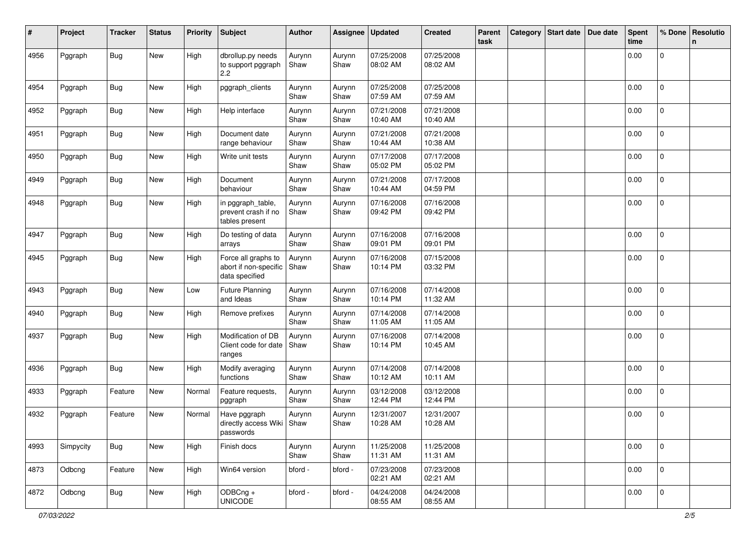| # | Project | Tracker | Status | Priority | Subject | Author | Assignee | Updated | Created | Parent task | Category | Start date | Due date | Spent time | % Done | Resolution |
|---|---|---|---|---|---|---|---|---|---|---|---|---|---|---|---|---|
| 4956 | Pggraph | Bug | New | High | dbrollup.py needs to support pggraph 2.2 | Aurynn Shaw | Aurynn Shaw | 07/25/2008 08:02 AM | 07/25/2008 08:02 AM | | | | | 0.00 | 0 | |
| 4954 | Pggraph | Bug | New | High | pggraph_clients | Aurynn Shaw | Aurynn Shaw | 07/25/2008 07:59 AM | 07/25/2008 07:59 AM | | | | | 0.00 | 0 | |
| 4952 | Pggraph | Bug | New | High | Help interface | Aurynn Shaw | Aurynn Shaw | 07/21/2008 10:40 AM | 07/21/2008 10:40 AM | | | | | 0.00 | 0 | |
| 4951 | Pggraph | Bug | New | High | Document date range behaviour | Aurynn Shaw | Aurynn Shaw | 07/21/2008 10:44 AM | 07/21/2008 10:38 AM | | | | | 0.00 | 0 | |
| 4950 | Pggraph | Bug | New | High | Write unit tests | Aurynn Shaw | Aurynn Shaw | 07/17/2008 05:02 PM | 07/17/2008 05:02 PM | | | | | 0.00 | 0 | |
| 4949 | Pggraph | Bug | New | High | Document behaviour | Aurynn Shaw | Aurynn Shaw | 07/21/2008 10:44 AM | 07/17/2008 04:59 PM | | | | | 0.00 | 0 | |
| 4948 | Pggraph | Bug | New | High | in pggraph_table, prevent crash if no tables present | Aurynn Shaw | Aurynn Shaw | 07/16/2008 09:42 PM | 07/16/2008 09:42 PM | | | | | 0.00 | 0 | |
| 4947 | Pggraph | Bug | New | High | Do testing of data arrays | Aurynn Shaw | Aurynn Shaw | 07/16/2008 09:01 PM | 07/16/2008 09:01 PM | | | | | 0.00 | 0 | |
| 4945 | Pggraph | Bug | New | High | Force all graphs to abort if non-specific data specified | Aurynn Shaw | Aurynn Shaw | 07/16/2008 10:14 PM | 07/15/2008 03:32 PM | | | | | 0.00 | 0 | |
| 4943 | Pggraph | Bug | New | Low | Future Planning and Ideas | Aurynn Shaw | Aurynn Shaw | 07/16/2008 10:14 PM | 07/14/2008 11:32 AM | | | | | 0.00 | 0 | |
| 4940 | Pggraph | Bug | New | High | Remove prefixes | Aurynn Shaw | Aurynn Shaw | 07/14/2008 11:05 AM | 07/14/2008 11:05 AM | | | | | 0.00 | 0 | |
| 4937 | Pggraph | Bug | New | High | Modification of DB Client code for date ranges | Aurynn Shaw | Aurynn Shaw | 07/16/2008 10:14 PM | 07/14/2008 10:45 AM | | | | | 0.00 | 0 | |
| 4936 | Pggraph | Bug | New | High | Modify averaging functions | Aurynn Shaw | Aurynn Shaw | 07/14/2008 10:12 AM | 07/14/2008 10:11 AM | | | | | 0.00 | 0 | |
| 4933 | Pggraph | Feature | New | Normal | Feature requests, pggraph | Aurynn Shaw | Aurynn Shaw | 03/12/2008 12:44 PM | 03/12/2008 12:44 PM | | | | | 0.00 | 0 | |
| 4932 | Pggraph | Feature | New | Normal | Have pggraph directly access Wiki passwords | Aurynn Shaw | Aurynn Shaw | 12/31/2007 10:28 AM | 12/31/2007 10:28 AM | | | | | 0.00 | 0 | |
| 4993 | Simpycity | Bug | New | High | Finish docs | Aurynn Shaw | Aurynn Shaw | 11/25/2008 11:31 AM | 11/25/2008 11:31 AM | | | | | 0.00 | 0 | |
| 4873 | Odbcng | Feature | New | High | Win64 version | bford - | bford - | 07/23/2008 02:21 AM | 07/23/2008 02:21 AM | | | | | 0.00 | 0 | |
| 4872 | Odbcng | Bug | New | High | ODBCng + UNICODE | bford - | bford - | 04/24/2008 08:55 AM | 04/24/2008 08:55 AM | | | | | 0.00 | 0 | |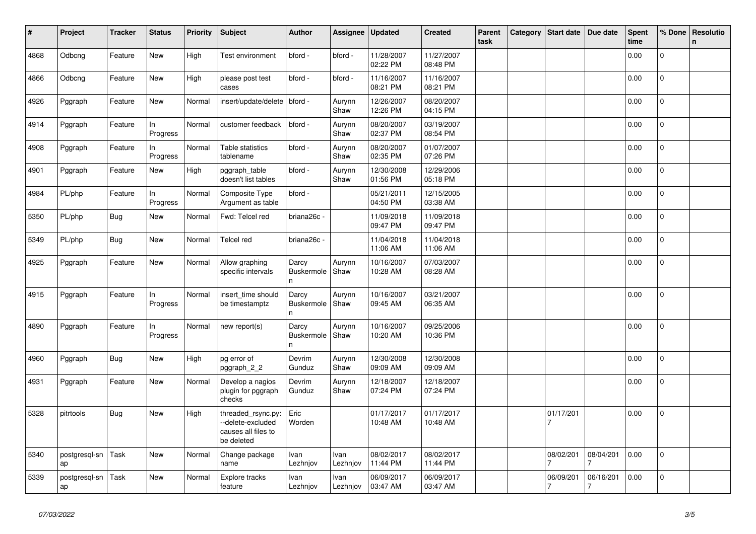| # | Project | Tracker | Status | Priority | Subject | Author | Assignee | Updated | Created | Parent task | Category | Start date | Due date | Spent time | % Done | Resolution |
|---|---|---|---|---|---|---|---|---|---|---|---|---|---|---|---|---|
| 4868 | Odbcng | Feature | New | High | Test environment | bford - | bford - | 11/28/2007 02:22 PM | 11/27/2007 08:48 PM | | | | | 0.00 | 0 | |
| 4866 | Odbcng | Feature | New | High | please post test cases | bford - | bford - | 11/16/2007 08:21 PM | 11/16/2007 08:21 PM | | | | | 0.00 | 0 | |
| 4926 | Pggraph | Feature | New | Normal | insert/update/delete | bford - | Aurynn Shaw | 12/26/2007 12:26 PM | 08/20/2007 04:15 PM | | | | | 0.00 | 0 | |
| 4914 | Pggraph | Feature | In Progress | Normal | customer feedback | bford - | Aurynn Shaw | 08/20/2007 02:37 PM | 03/19/2007 08:54 PM | | | | | 0.00 | 0 | |
| 4908 | Pggraph | Feature | In Progress | Normal | Table statistics tablename | bford - | Aurynn Shaw | 08/20/2007 02:35 PM | 01/07/2007 07:26 PM | | | | | 0.00 | 0 | |
| 4901 | Pggraph | Feature | New | High | pggraph_table doesn't list tables | bford - | Aurynn Shaw | 12/30/2008 01:56 PM | 12/29/2006 05:18 PM | | | | | 0.00 | 0 | |
| 4984 | PL/php | Feature | In Progress | Normal | Composite Type Argument as table | bford - | | 05/21/2011 04:50 PM | 12/15/2005 03:38 AM | | | | | 0.00 | 0 | |
| 5350 | PL/php | Bug | New | Normal | Fwd: Telcel red | briana26c - | | 11/09/2018 09:47 PM | 11/09/2018 09:47 PM | | | | | 0.00 | 0 | |
| 5349 | PL/php | Bug | New | Normal | Telcel red | briana26c - | | 11/04/2018 11:06 AM | 11/04/2018 11:06 AM | | | | | 0.00 | 0 | |
| 4925 | Pggraph | Feature | New | Normal | Allow graphing specific intervals | Darcy Buskermolen | Aurynn Shaw | 10/16/2007 10:28 AM | 07/03/2007 08:28 AM | | | | | 0.00 | 0 | |
| 4915 | Pggraph | Feature | In Progress | Normal | insert_time should be timestamptz | Darcy Buskermolen | Aurynn Shaw | 10/16/2007 09:45 AM | 03/21/2007 06:35 AM | | | | | 0.00 | 0 | |
| 4890 | Pggraph | Feature | In Progress | Normal | new report(s) | Darcy Buskermolen | Aurynn Shaw | 10/16/2007 10:20 AM | 09/25/2006 10:36 PM | | | | | 0.00 | 0 | |
| 4960 | Pggraph | Bug | New | High | pg error of pggraph_2_2 | Devrim Gunduz | Aurynn Shaw | 12/30/2008 09:09 AM | 12/30/2008 09:09 AM | | | | | 0.00 | 0 | |
| 4931 | Pggraph | Feature | New | Normal | Develop a nagios plugin for pggraph checks | Devrim Gunduz | Aurynn Shaw | 12/18/2007 07:24 PM | 12/18/2007 07:24 PM | | | | | 0.00 | 0 | |
| 5328 | pitrtools | Bug | New | High | threaded_rsync.py: --delete-excluded causes all files to be deleted | Eric Worden | | 01/17/2017 10:48 AM | 01/17/2017 10:48 AM | | | 01/17/2017 | | 0.00 | 0 | |
| 5340 | postgresql-snap | Task | New | Normal | Change package name | Ivan Lezhnjov | Ivan Lezhnjov | 08/02/2017 11:44 PM | 08/02/2017 11:44 PM | | | 08/02/2017 | 08/04/2017 | 0.00 | 0 | |
| 5339 | postgresql-snap | Task | New | Normal | Explore tracks feature | Ivan Lezhnjov | Ivan Lezhnjov | 06/09/2017 03:47 AM | 06/09/2017 03:47 AM | | | 06/09/2017 | 06/16/2017 | 0.00 | 0 | |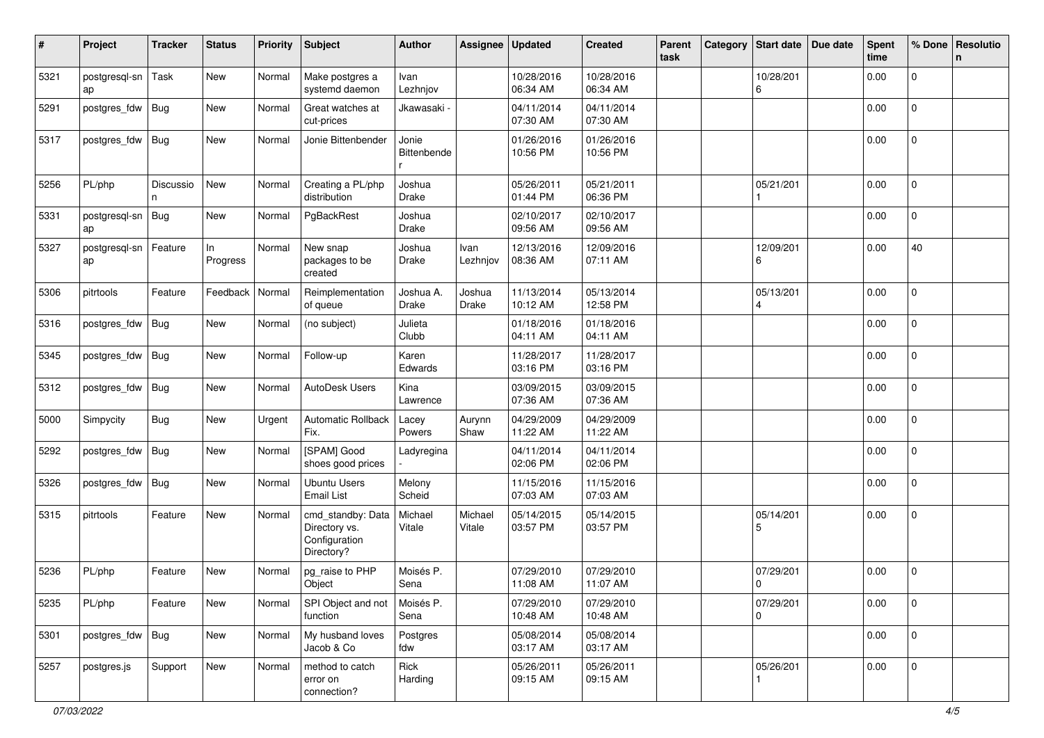| # | Project | Tracker | Status | Priority | Subject | Author | Assignee | Updated | Created | Parent task | Category | Start date | Due date | Spent time | % Done | Resolution |
|---|---|---|---|---|---|---|---|---|---|---|---|---|---|---|---|---|
| 5321 | postgresql-snap | Task | New | Normal | Make postgres a systemd daemon | Ivan Lezhnjov | | 10/28/2016 06:34 AM | 10/28/2016 06:34 AM | | | 10/28/2016 | | 0.00 | 0 | |
| 5291 | postgres_fdw | Bug | New | Normal | Great watches at cut-prices | Jkawasaki - | | 04/11/2014 07:30 AM | 04/11/2014 07:30 AM | | | | | 0.00 | 0 | |
| 5317 | postgres_fdw | Bug | New | Normal | Jonie Bittenbender | Jonie Bittenbender | | 01/26/2016 10:56 PM | 01/26/2016 10:56 PM | | | | | 0.00 | 0 | |
| 5256 | PL/php | Discussion | New | Normal | Creating a PL/php distribution | Joshua Drake | | 05/26/2011 01:44 PM | 05/21/2011 06:36 PM | | | 05/21/2011 | | 0.00 | 0 | |
| 5331 | postgresql-snap | Bug | New | Normal | PgBackRest | Joshua Drake | | 02/10/2017 09:56 AM | 02/10/2017 09:56 AM | | | | | 0.00 | 0 | |
| 5327 | postgresql-snap | Feature | In Progress | Normal | New snap packages to be created | Joshua Drake | Ivan Lezhnjov | 12/13/2016 08:36 AM | 12/09/2016 07:11 AM | | | 12/09/2016 | | 0.00 | 40 | |
| 5306 | pitrtools | Feature | Feedback | Normal | Reimplementation of queue | Joshua A. Drake | Joshua Drake | 11/13/2014 10:12 AM | 05/13/2014 12:58 PM | | | 05/13/2014 | | 0.00 | 0 | |
| 5316 | postgres_fdw | Bug | New | Normal | (no subject) | Julieta Clubb | | 01/18/2016 04:11 AM | 01/18/2016 04:11 AM | | | | | 0.00 | 0 | |
| 5345 | postgres_fdw | Bug | New | Normal | Follow-up | Karen Edwards | | 11/28/2017 03:16 PM | 11/28/2017 03:16 PM | | | | | 0.00 | 0 | |
| 5312 | postgres_fdw | Bug | New | Normal | AutoDesk Users | Kina Lawrence | | 03/09/2015 07:36 AM | 03/09/2015 07:36 AM | | | | | 0.00 | 0 | |
| 5000 | Simpycity | Bug | New | Urgent | Automatic Rollback Fix. | Lacey Powers | Aurynn Shaw | 04/29/2009 11:22 AM | 04/29/2009 11:22 AM | | | | | 0.00 | 0 | |
| 5292 | postgres_fdw | Bug | New | Normal | [SPAM] Good shoes good prices | Ladyregina - | | 04/11/2014 02:06 PM | 04/11/2014 02:06 PM | | | | | 0.00 | 0 | |
| 5326 | postgres_fdw | Bug | New | Normal | Ubuntu Users Email List | Melony Scheid | | 11/15/2016 07:03 AM | 11/15/2016 07:03 AM | | | | | 0.00 | 0 | |
| 5315 | pitrtools | Feature | New | Normal | cmd_standby: Data Directory vs. Configuration Directory? | Michael Vitale | Michael Vitale | 05/14/2015 03:57 PM | 05/14/2015 03:57 PM | | | 05/14/2015 | | 0.00 | 0 | |
| 5236 | PL/php | Feature | New | Normal | pg_raise to PHP Object | Moisés P. Sena | | 07/29/2010 11:08 AM | 07/29/2010 11:07 AM | | | 07/29/2010 | | 0.00 | 0 | |
| 5235 | PL/php | Feature | New | Normal | SPI Object and not function | Moisés P. Sena | | 07/29/2010 10:48 AM | 07/29/2010 10:48 AM | | | 07/29/2010 | | 0.00 | 0 | |
| 5301 | postgres_fdw | Bug | New | Normal | My husband loves Jacob & Co | Postgres fdw | | 05/08/2014 03:17 AM | 05/08/2014 03:17 AM | | | | | 0.00 | 0 | |
| 5257 | postgres.js | Support | New | Normal | method to catch error on connection? | Rick Harding | | 05/26/2011 09:15 AM | 05/26/2011 09:15 AM | | | 05/26/2011 | | 0.00 | 0 | |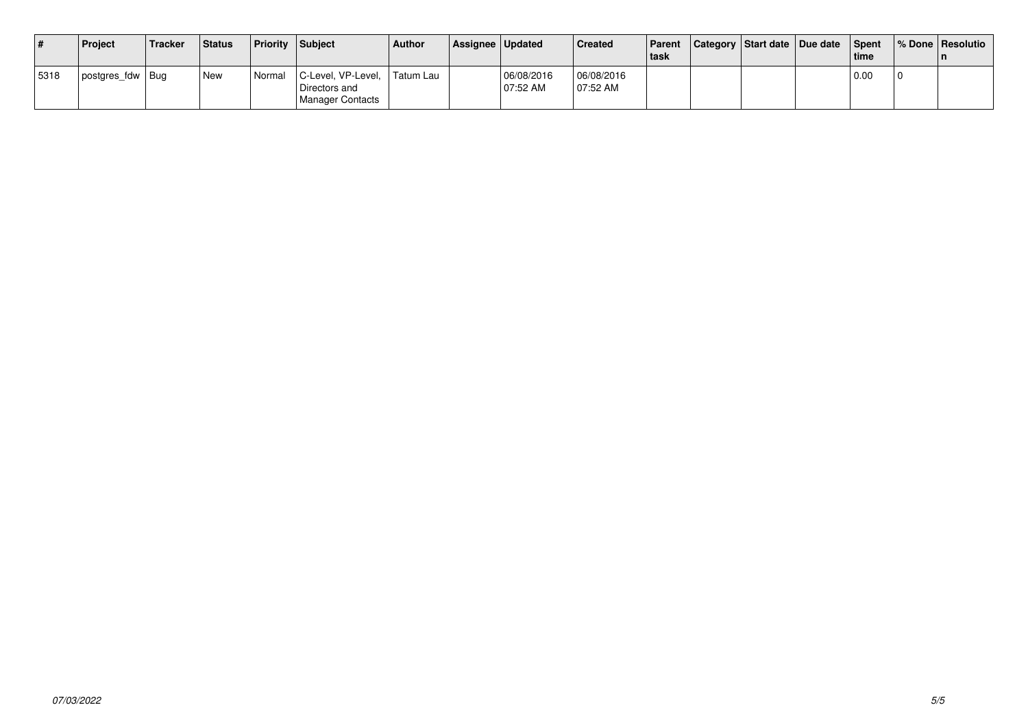| # | Project | Tracker | Status | Priority | Subject | Author | Assignee | Updated | Created | Parent task | Category | Start date | Due date | Spent time | % Done | Resolution |
|---|---|---|---|---|---|---|---|---|---|---|---|---|---|---|---|---|
| 5318 | postgres_fdw | Bug | New | Normal | C-Level, VP-Level, Directors and Manager Contacts | Tatum Lau | | 06/08/2016 07:52 AM | 06/08/2016 07:52 AM | | | | | 0.00 | 0 | |